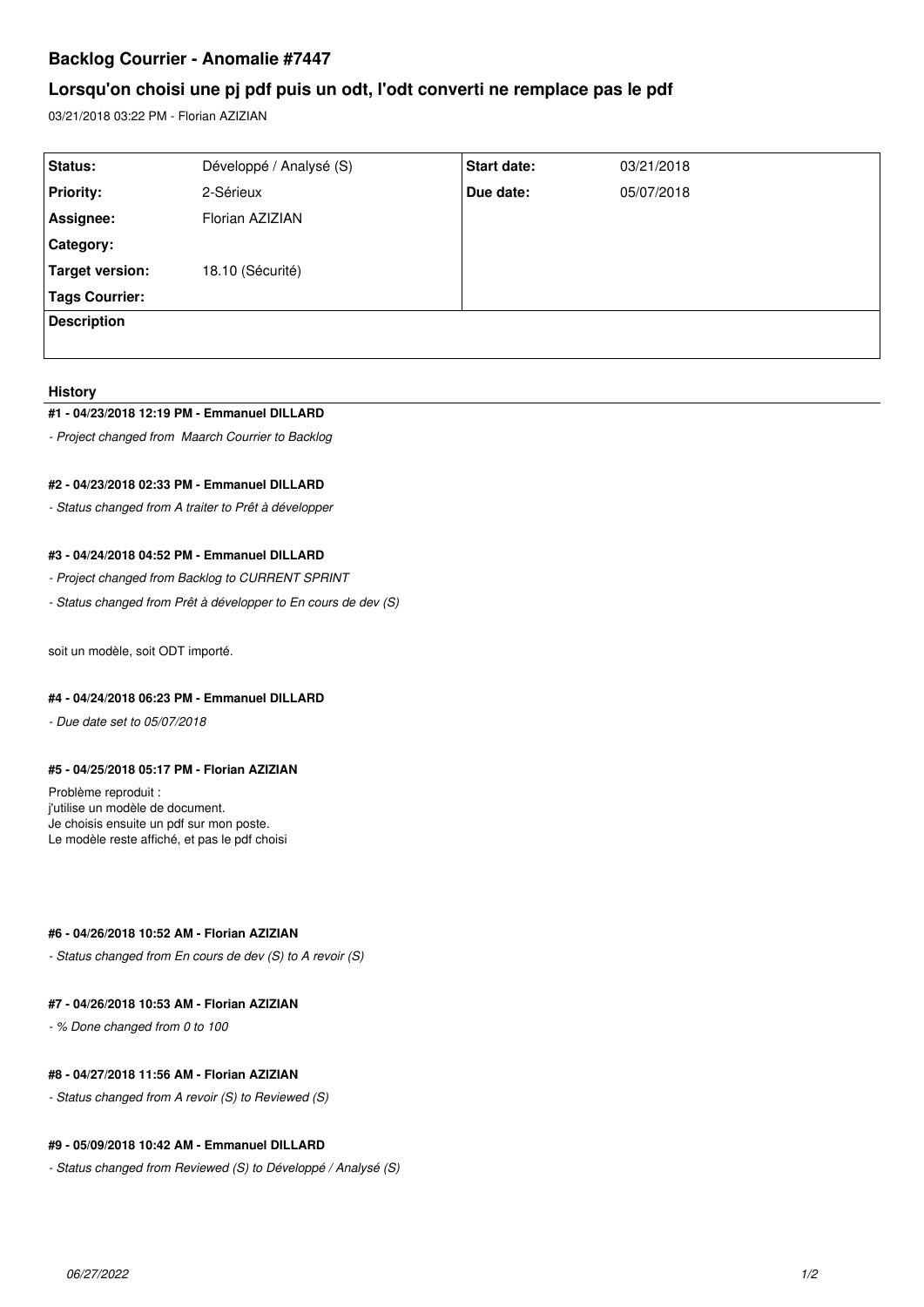# Backlog Courrier - Anomalie #7447

## Lorsqu'on choisi une pj pdf puis un odt, l'odt converti ne remplace pas le pdf

03/21/2018 03:22 PM - Florian AZIZIAN

| | | | |
|---|---|---|---|
| **Status:** | Développé / Analysé (S) | **Start date:** | 03/21/2018 |
| **Priority:** | 2-Sérieux | **Due date:** | 05/07/2018 |
| **Assignee:** | Florian AZIZIAN | | |
| **Category:** | | | |
| **Target version:** | 18.10 (Sécurité) | | |
| **Tags Courrier:** | | | |
| **Description** | | | |

### History

#### #1 - 04/23/2018 12:19 PM - Emmanuel DILLARD

*- Project changed from Maarch Courrier to Backlog*

#### #2 - 04/23/2018 02:33 PM - Emmanuel DILLARD

*- Status changed from A traiter to Prêt à développer*

#### #3 - 04/24/2018 04:52 PM - Emmanuel DILLARD

*- Project changed from Backlog to CURRENT SPRINT*

*- Status changed from Prêt à développer to En cours de dev (S)*

soit un modèle, soit ODT importé.

#### #4 - 04/24/2018 06:23 PM - Emmanuel DILLARD

*- Due date set to 05/07/2018*

#### #5 - 04/25/2018 05:17 PM - Florian AZIZIAN

Problème reproduit :
j'utilise un modèle de document.
Je choisis ensuite un pdf sur mon poste.
Le modèle reste affiché, et pas le pdf choisi

#### #6 - 04/26/2018 10:52 AM - Florian AZIZIAN

*- Status changed from En cours de dev (S) to A revoir (S)*

#### #7 - 04/26/2018 10:53 AM - Florian AZIZIAN

*- % Done changed from 0 to 100*

#### #8 - 04/27/2018 11:56 AM - Florian AZIZIAN

*- Status changed from A revoir (S) to Reviewed (S)*

#### #9 - 05/09/2018 10:42 AM - Emmanuel DILLARD

*- Status changed from Reviewed (S) to Développé / Analysé (S)*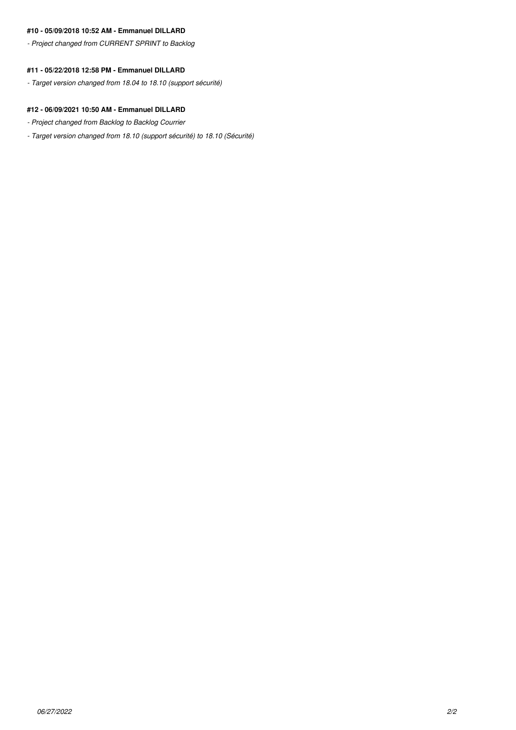#### #10 - 05/09/2018 10:52 AM - Emmanuel DILLARD

*- Project changed from CURRENT SPRINT to Backlog*

#### #11 - 05/22/2018 12:58 PM - Emmanuel DILLARD

*- Target version changed from 18.04 to 18.10 (support sécurité)*

#### #12 - 06/09/2021 10:50 AM - Emmanuel DILLARD

*- Project changed from Backlog to Backlog Courrier*

*- Target version changed from 18.10 (support sécurité) to 18.10 (Sécurité)*